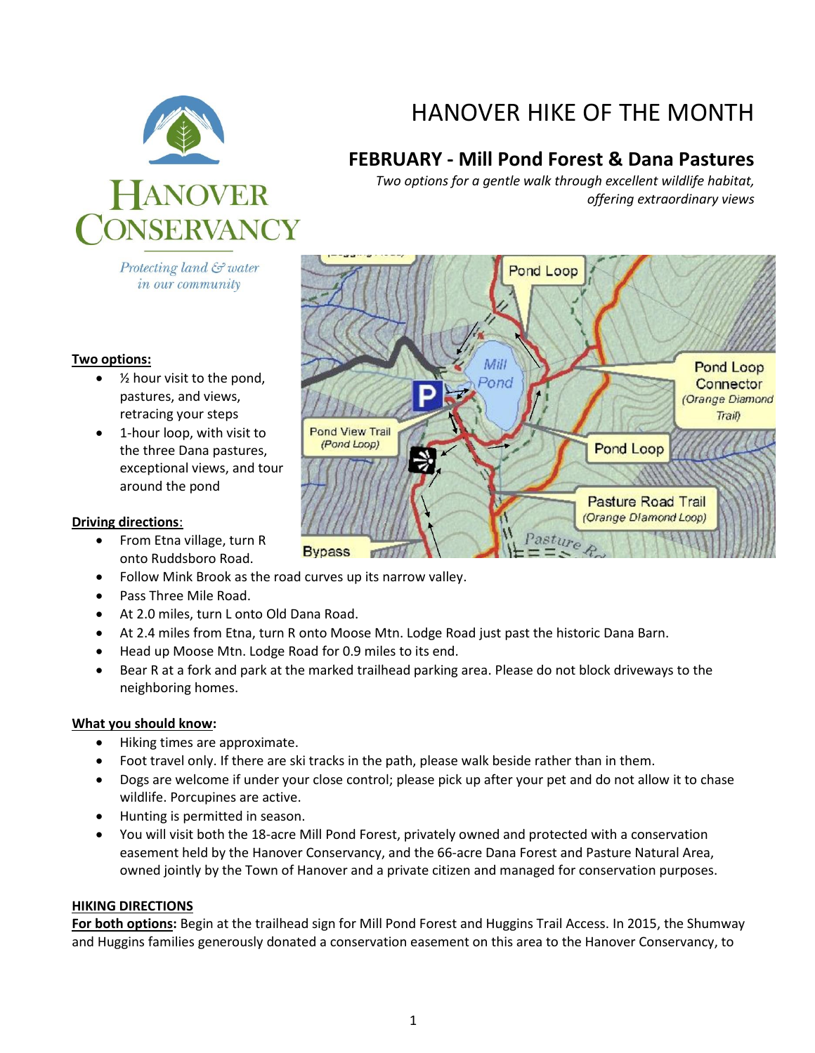# HANOVER HIKE OF THE MONTH

## FEBRUARY - Mill Pond Forest & Dana Pastures

*Two options for a gentle walk through excellent wildlife habitat, offering extraordinary views*

Hanover Conservancy

*Protecting land & water in our community*

**Two options:**

- ½ hour visit to the pond, pastures, and views, retracing your steps
- 1-hour loop, with visit to the three Dana pastures, exceptional views, and tour around the pond

**Driving directions:**

- From Etna village, turn R onto Ruddsboro Road.
- Follow Mink Brook as the road curves up its narrow valley.
- Pass Three Mile Road.
- At 2.0 miles, turn L onto Old Dana Road.
- At 2.4 miles from Etna, turn R onto Moose Mtn. Lodge Road just past the historic Dana Barn.
- Head up Moose Mtn. Lodge Road for 0.9 miles to its end.
- Bear R at a fork and park at the marked trailhead parking area. Please do not block driveways to the neighboring homes.

**What you should know:**

- Hiking times are approximate.
- Foot travel only. If there are ski tracks in the path, please walk beside rather than in them.
- Dogs are welcome if under your close control; please pick up after your pet and do not allow it to chase wildlife. Porcupines are active.
- Hunting is permitted in season.
- You will visit both the 18-acre Mill Pond Forest, privately owned and protected with a conservation easement held by the Hanover Conservancy, and the 66-acre Dana Forest and Pasture Natural Area, owned jointly by the Town of Hanover and a private citizen and managed for conservation purposes.

**HIKING DIRECTIONS**

**For both options:** Begin at the trailhead sign for Mill Pond Forest and Huggins Trail Access. In 2015, the Shumway and Huggins families generously donated a conservation easement on this area to the Hanover Conservancy, to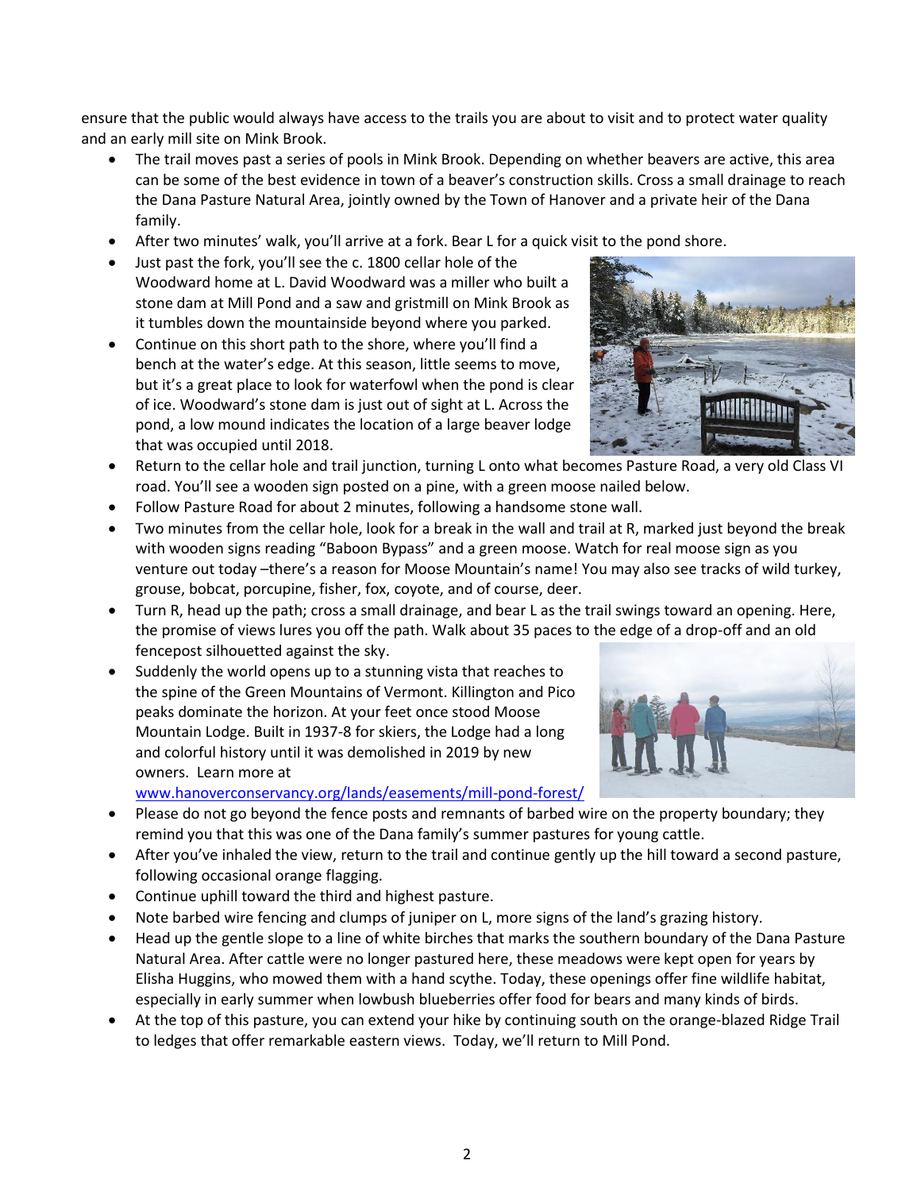ensure that the public would always have access to the trails you are about to visit and to protect water quality and an early mill site on Mink Brook.

- The trail moves past a series of pools in Mink Brook. Depending on whether beavers are active, this area can be some of the best evidence in town of a beaver's construction skills. Cross a small drainage to reach the Dana Pasture Natural Area, jointly owned by the Town of Hanover and a private heir of the Dana family.
- After two minutes' walk, you'll arrive at a fork. Bear L for a quick visit to the pond shore.
- Just past the fork, you'll see the c. 1800 cellar hole of the Woodward home at L. David Woodward was a miller who built a stone dam at Mill Pond and a saw and gristmill on Mink Brook as it tumbles down the mountainside beyond where you parked.
- Continue on this short path to the shore, where you'll find a bench at the water's edge. At this season, little seems to move, but it's a great place to look for waterfowl when the pond is clear of ice. Woodward's stone dam is just out of sight at L. Across the pond, a low mound indicates the location of a large beaver lodge that was occupied until 2018.
- Return to the cellar hole and trail junction, turning L onto what becomes Pasture Road, a very old Class VI road. You'll see a wooden sign posted on a pine, with a green moose nailed below.
- Follow Pasture Road for about 2 minutes, following a handsome stone wall.
- Two minutes from the cellar hole, look for a break in the wall and trail at R, marked just beyond the break with wooden signs reading "Baboon Bypass" and a green moose. Watch for real moose sign as you venture out today –there's a reason for Moose Mountain's name! You may also see tracks of wild turkey, grouse, bobcat, porcupine, fisher, fox, coyote, and of course, deer.
- Turn R, head up the path; cross a small drainage, and bear L as the trail swings toward an opening. Here, the promise of views lures you off the path. Walk about 35 paces to the edge of a drop-off and an old fencepost silhouetted against the sky.
- Suddenly the world opens up to a stunning vista that reaches to the spine of the Green Mountains of Vermont. Killington and Pico peaks dominate the horizon. At your feet once stood Moose Mountain Lodge. Built in 1937-8 for skiers, the Lodge had a long and colorful history until it was demolished in 2019 by new owners. Learn more at www.hanoverconservancy.org/lands/easements/mill-pond-forest/
- Please do not go beyond the fence posts and remnants of barbed wire on the property boundary; they remind you that this was one of the Dana family's summer pastures for young cattle.
- After you've inhaled the view, return to the trail and continue gently up the hill toward a second pasture, following occasional orange flagging.
- Continue uphill toward the third and highest pasture.
- Note barbed wire fencing and clumps of juniper on L, more signs of the land's grazing history.
- Head up the gentle slope to a line of white birches that marks the southern boundary of the Dana Pasture Natural Area. After cattle were no longer pastured here, these meadows were kept open for years by Elisha Huggins, who mowed them with a hand scythe. Today, these openings offer fine wildlife habitat, especially in early summer when lowbush blueberries offer food for bears and many kinds of birds.
- At the top of this pasture, you can extend your hike by continuing south on the orange-blazed Ridge Trail to ledges that offer remarkable eastern views. Today, we'll return to Mill Pond.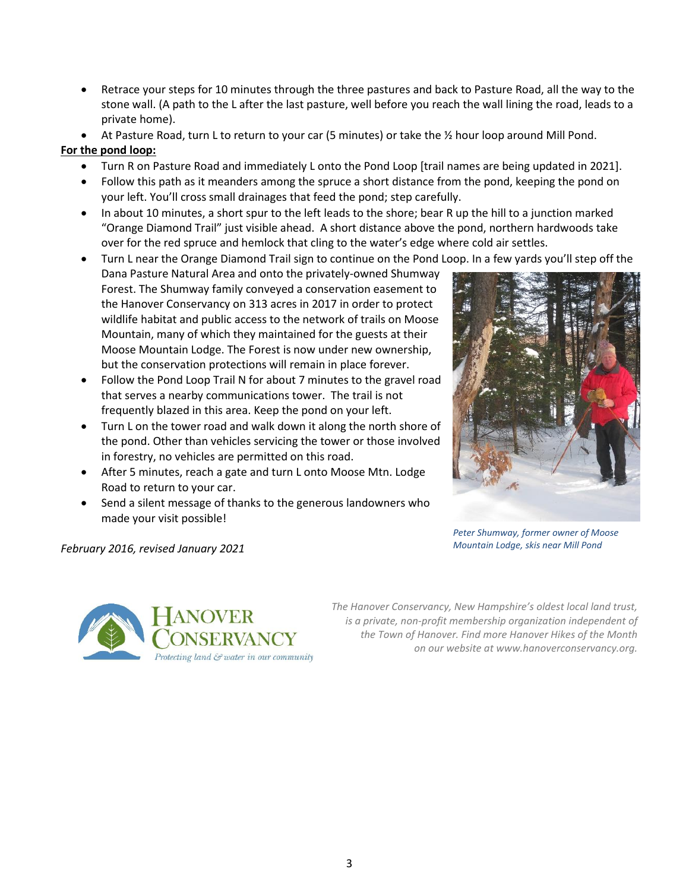- Retrace your steps for 10 minutes through the three pastures and back to Pasture Road, all the way to the stone wall. (A path to the L after the last pasture, well before you reach the wall lining the road, leads to a private home).
- At Pasture Road, turn L to return to your car (5 minutes) or take the ½ hour loop around Mill Pond.

**For the pond loop:**

- Turn R on Pasture Road and immediately L onto the Pond Loop [trail names are being updated in 2021].
- Follow this path as it meanders among the spruce a short distance from the pond, keeping the pond on your left. You'll cross small drainages that feed the pond; step carefully.
- In about 10 minutes, a short spur to the left leads to the shore; bear R up the hill to a junction marked "Orange Diamond Trail" just visible ahead. A short distance above the pond, northern hardwoods take over for the red spruce and hemlock that cling to the water's edge where cold air settles.
- Turn L near the Orange Diamond Trail sign to continue on the Pond Loop. In a few yards you'll step off the Dana Pasture Natural Area and onto the privately-owned Shumway Forest. The Shumway family conveyed a conservation easement to the Hanover Conservancy on 313 acres in 2017 in order to protect wildlife habitat and public access to the network of trails on Moose Mountain, many of which they maintained for the guests at their Moose Mountain Lodge. The Forest is now under new ownership, but the conservation protections will remain in place forever.
- Follow the Pond Loop Trail N for about 7 minutes to the gravel road that serves a nearby communications tower. The trail is not frequently blazed in this area. Keep the pond on your left.
- Turn L on the tower road and walk down it along the north shore of the pond. Other than vehicles servicing the tower or those involved in forestry, no vehicles are permitted on this road.
- After 5 minutes, reach a gate and turn L onto Moose Mtn. Lodge Road to return to your car.
- Send a silent message of thanks to the generous landowners who made your visit possible!

*Peter Shumway, former owner of Moose Mountain Lodge, skis near Mill Pond*

*February 2016, revised January 2021*

HANOVER CONSERVANCY

*Protecting land & water in our community*

*The Hanover Conservancy, New Hampshire's oldest local land trust, is a private, non-profit membership organization independent of the Town of Hanover. Find more Hanover Hikes of the Month on our website at www.hanoverconservancy.org.*